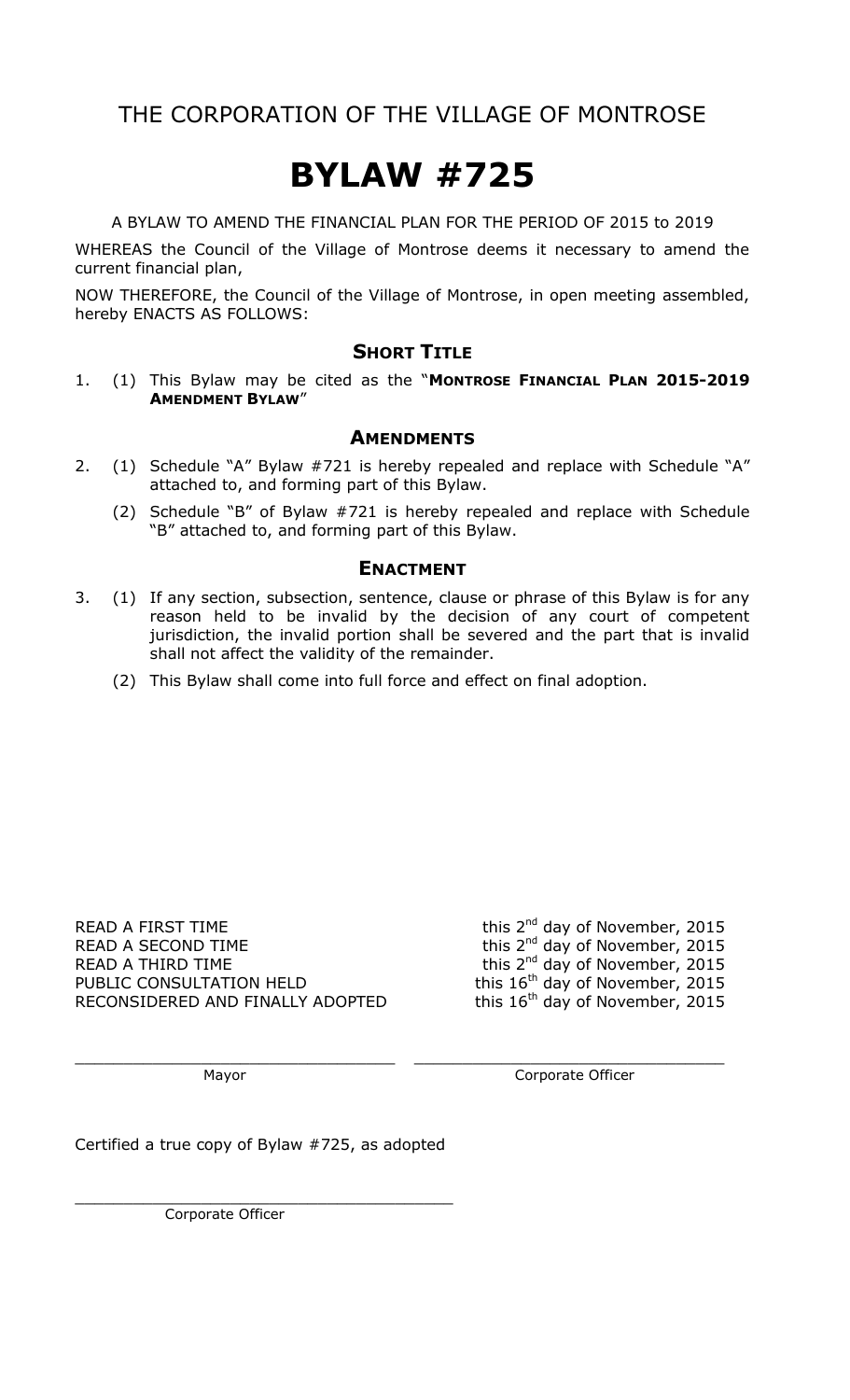# THE CORPORATION OF THE VILLAGE OF MONTROSE

# BYLAW #725

A BYLAW TO AMEND THE FINANCIAL PLAN FOR THE PERIOD OF 2015 to 2019

WHEREAS the Council of the Village of Montrose deems it necessary to amend the current financial plan,

NOW THEREFORE, the Council of the Village of Montrose, in open meeting assembled, hereby ENACTS AS FOLLOWS:

## SHORT TITLE

1. (1) This Bylaw may be cited as the "**MONTROSE FINANCIAL PLAN 2015-2019 AMENDMENT BYLAW**"

## AMENDMENTS

2. (1) Schedule "A" Bylaw #721 is hereby repealed and replace with Schedule "A" attached to, and forming part of this Bylaw.

   (2) Schedule "B" of Bylaw #721 is hereby repealed and replace with Schedule "B" attached to, and forming part of this Bylaw.

## ENACTMENT

3. (1) If any section, subsection, sentence, clause or phrase of this Bylaw is for any reason held to be invalid by the decision of any court of competent jurisdiction, the invalid portion shall be severed and the part that is invalid shall not affect the validity of the remainder.

   (2) This Bylaw shall come into full force and effect on final adoption.

READ A FIRST TIME this 2nd day of November, 2015
READ A SECOND TIME this 2nd day of November, 2015
READ A THIRD TIME this 2nd day of November, 2015
PUBLIC CONSULTATION HELD this 16th day of November, 2015
RECONSIDERED AND FINALLY ADOPTED this 16th day of November, 2015

_________________________________ Mayor

_________________________________ Corporate Officer

Certified a true copy of Bylaw #725, as adopted

_________________________________ Corporate Officer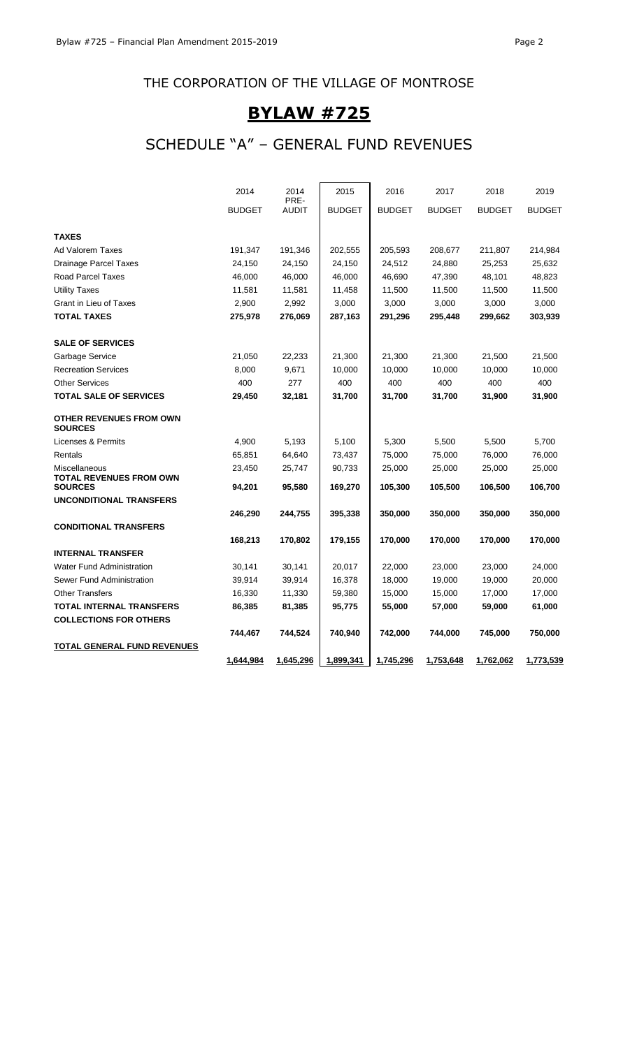## THE CORPORATION OF THE VILLAGE OF MONTROSE

# BYLAW #725

## SCHEDULE "A" – GENERAL FUND REVENUES

| | 2014 BUDGET | 2014 PRE-AUDIT | 2015 BUDGET | 2016 BUDGET | 2017 BUDGET | 2018 BUDGET | 2019 BUDGET |
|---|---|---|---|---|---|---|---|
| **TAXES** | | | | | | | |
| Ad Valorem Taxes | 191,347 | 191,346 | 202,555 | 205,593 | 208,677 | 211,807 | 214,984 |
| Drainage Parcel Taxes | 24,150 | 24,150 | 24,150 | 24,512 | 24,880 | 25,253 | 25,632 |
| Road Parcel Taxes | 46,000 | 46,000 | 46,000 | 46,690 | 47,390 | 48,101 | 48,823 |
| Utility Taxes | 11,581 | 11,581 | 11,458 | 11,500 | 11,500 | 11,500 | 11,500 |
| Grant in Lieu of Taxes | 2,900 | 2,992 | 3,000 | 3,000 | 3,000 | 3,000 | 3,000 |
| **TOTAL TAXES** | **275,978** | **276,069** | **287,163** | **291,296** | **295,448** | **299,662** | **303,939** |
| **SALE OF SERVICES** | | | | | | | |
| Garbage Service | 21,050 | 22,233 | 21,300 | 21,300 | 21,300 | 21,500 | 21,500 |
| Recreation Services | 8,000 | 9,671 | 10,000 | 10,000 | 10,000 | 10,000 | 10,000 |
| Other Services | 400 | 277 | 400 | 400 | 400 | 400 | 400 |
| **TOTAL SALE OF SERVICES** | **29,450** | **32,181** | **31,700** | **31,700** | **31,700** | **31,900** | **31,900** |
| **OTHER REVENUES FROM OWN SOURCES** | | | | | | | |
| Licenses & Permits | 4,900 | 5,193 | 5,100 | 5,300 | 5,500 | 5,500 | 5,700 |
| Rentals | 65,851 | 64,640 | 73,437 | 75,000 | 75,000 | 76,000 | 76,000 |
| Miscellaneous | 23,450 | 25,747 | 90,733 | 25,000 | 25,000 | 25,000 | 25,000 |
| **TOTAL REVENUES FROM OWN SOURCES** | **94,201** | **95,580** | **169,270** | **105,300** | **105,500** | **106,500** | **106,700** |
| **UNCONDITIONAL TRANSFERS** | **246,290** | **244,755** | **395,338** | **350,000** | **350,000** | **350,000** | **350,000** |
| **CONDITIONAL TRANSFERS** | **168,213** | **170,802** | **179,155** | **170,000** | **170,000** | **170,000** | **170,000** |
| **INTERNAL TRANSFER** | | | | | | | |
| Water Fund Administration | 30,141 | 30,141 | 20,017 | 22,000 | 23,000 | 23,000 | 24,000 |
| Sewer Fund Administration | 39,914 | 39,914 | 16,378 | 18,000 | 19,000 | 19,000 | 20,000 |
| Other Transfers | 16,330 | 11,330 | 59,380 | 15,000 | 15,000 | 17,000 | 17,000 |
| **TOTAL INTERNAL TRANSFERS** | **86,385** | **81,385** | **95,775** | **55,000** | **57,000** | **59,000** | **61,000** |
| **COLLECTIONS FOR OTHERS** | **744,467** | **744,524** | **740,940** | **742,000** | **744,000** | **745,000** | **750,000** |
| **TOTAL GENERAL FUND REVENUES** | **1,644,984** | **1,645,296** | **1,899,341** | **1,745,296** | **1,753,648** | **1,762,062** | **1,773,539** |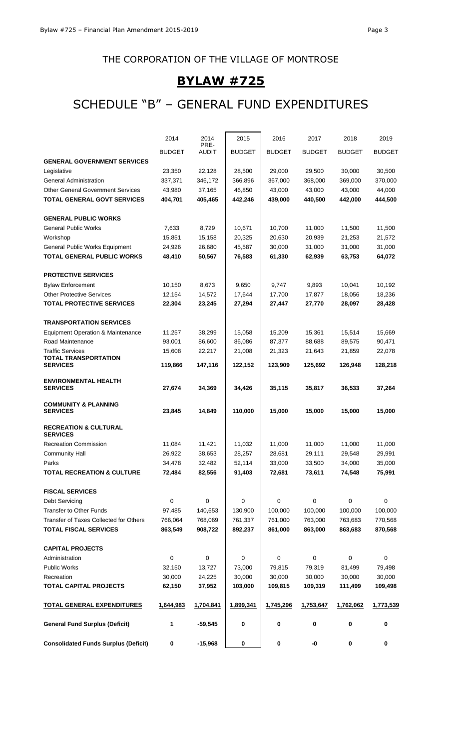THE CORPORATION OF THE VILLAGE OF MONTROSE

# BYLAW #725

# SCHEDULE "B" – GENERAL FUND EXPENDITURES

| | 2014 BUDGET | 2014 PRE-AUDIT | 2015 BUDGET | 2016 BUDGET | 2017 BUDGET | 2018 BUDGET | 2019 BUDGET |
|---|---|---|---|---|---|---|---|
| **GENERAL GOVERNMENT SERVICES** | | | | | | | |
| Legislative | 23,350 | 22,128 | 28,500 | 29,000 | 29,500 | 30,000 | 30,500 |
| General Administration | 337,371 | 346,172 | 366,896 | 367,000 | 368,000 | 369,000 | 370,000 |
| Other General Government Services | 43,980 | 37,165 | 46,850 | 43,000 | 43,000 | 43,000 | 44,000 |
| **TOTAL GENERAL GOVT SERVICES** | **404,701** | **405,465** | **442,246** | **439,000** | **440,500** | **442,000** | **444,500** |
| **GENERAL PUBLIC WORKS** | | | | | | | |
| General Public Works | 7,633 | 8,729 | 10,671 | 10,700 | 11,000 | 11,500 | 11,500 |
| Workshop | 15,851 | 15,158 | 20,325 | 20,630 | 20,939 | 21,253 | 21,572 |
| General Public Works Equipment | 24,926 | 26,680 | 45,587 | 30,000 | 31,000 | 31,000 | 31,000 |
| **TOTAL GENERAL PUBLIC WORKS** | **48,410** | **50,567** | **76,583** | **61,330** | **62,939** | **63,753** | **64,072** |
| **PROTECTIVE SERVICES** | | | | | | | |
| Bylaw Enforcement | 10,150 | 8,673 | 9,650 | 9,747 | 9,893 | 10,041 | 10,192 |
| Other Protective Services | 12,154 | 14,572 | 17,644 | 17,700 | 17,877 | 18,056 | 18,236 |
| **TOTAL PROTECTIVE SERVICES** | **22,304** | **23,245** | **27,294** | **27,447** | **27,770** | **28,097** | **28,428** |
| **TRANSPORTATION SERVICES** | | | | | | | |
| Equipment Operation & Maintenance | 11,257 | 38,299 | 15,058 | 15,209 | 15,361 | 15,514 | 15,669 |
| Road Maintenance | 93,001 | 86,600 | 86,086 | 87,377 | 88,688 | 89,575 | 90,471 |
| Traffic Services | 15,608 | 22,217 | 21,008 | 21,323 | 21,643 | 21,859 | 22,078 |
| **TOTAL TRANSPORTATION SERVICES** | **119,866** | **147,116** | **122,152** | **123,909** | **125,692** | **126,948** | **128,218** |
| **ENVIRONMENTAL HEALTH SERVICES** | **27,674** | **34,369** | **34,426** | **35,115** | **35,817** | **36,533** | **37,264** |
| **COMMUNITY & PLANNING SERVICES** | **23,845** | **14,849** | **110,000** | **15,000** | **15,000** | **15,000** | **15,000** |
| **RECREATION & CULTURAL SERVICES** | | | | | | | |
| Recreation Commission | 11,084 | 11,421 | 11,032 | 11,000 | 11,000 | 11,000 | 11,000 |
| Community Hall | 26,922 | 38,653 | 28,257 | 28,681 | 29,111 | 29,548 | 29,991 |
| Parks | 34,478 | 32,482 | 52,114 | 33,000 | 33,500 | 34,000 | 35,000 |
| **TOTAL RECREATION & CULTURE** | **72,484** | **82,556** | **91,403** | **72,681** | **73,611** | **74,548** | **75,991** |
| **FISCAL SERVICES** | | | | | | | |
| Debt Servicing | 0 | 0 | 0 | 0 | 0 | 0 | 0 |
| Transfer to Other Funds | 97,485 | 140,653 | 130,900 | 100,000 | 100,000 | 100,000 | 100,000 |
| Transfer of Taxes Collected for Others | 766,064 | 768,069 | 761,337 | 761,000 | 763,000 | 763,683 | 770,568 |
| **TOTAL FISCAL SERVICES** | **863,549** | **908,722** | **892,237** | **861,000** | **863,000** | **863,683** | **870,568** |
| **CAPITAL PROJECTS** | | | | | | | |
| Administration | 0 | 0 | 0 | 0 | 0 | 0 | 0 |
| Public Works | 32,150 | 13,727 | 73,000 | 79,815 | 79,319 | 81,499 | 79,498 |
| Recreation | 30,000 | 24,225 | 30,000 | 30,000 | 30,000 | 30,000 | 30,000 |
| **TOTAL CAPITAL PROJECTS** | **62,150** | **37,952** | **103,000** | **109,815** | **109,319** | **111,499** | **109,498** |
| **TOTAL GENERAL EXPENDITURES** | **1,644,983** | **1,704,841** | **1,899,341** | **1,745,296** | **1,753,647** | **1,762,062** | **1,773,539** |
| **General Fund Surplus (Deficit)** | **1** | **-59,545** | **0** | **0** | **0** | **0** | **0** |
| **Consolidated Funds Surplus (Deficit)** | **0** | **-15,968** | **0** | **0** | **-0** | **0** | **0** |